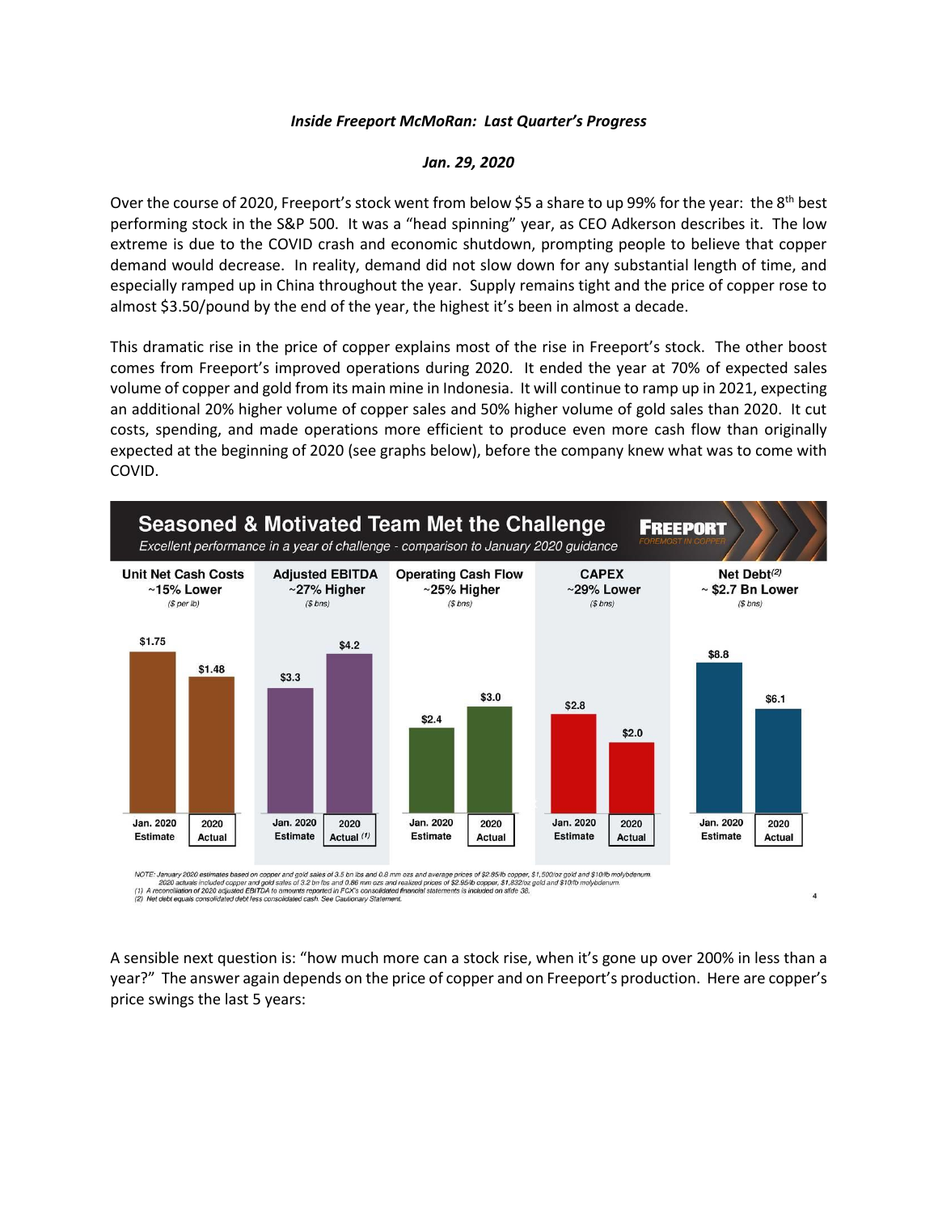***Inside Freeport McMoRan: Last Quarter's Progress***

***Jan. 29, 2020***

Over the course of 2020, Freeport's stock went from below $5 a share to up 99% for the year: the 8th best performing stock in the S&P 500. It was a "head spinning" year, as CEO Adkerson describes it. The low extreme is due to the COVID crash and economic shutdown, prompting people to believe that copper demand would decrease. In reality, demand did not slow down for any substantial length of time, and especially ramped up in China throughout the year. Supply remains tight and the price of copper rose to almost $3.50/pound by the end of the year, the highest it's been in almost a decade.

This dramatic rise in the price of copper explains most of the rise in Freeport's stock. The other boost comes from Freeport's improved operations during 2020. It ended the year at 70% of expected sales volume of copper and gold from its main mine in Indonesia. It will continue to ramp up in 2021, expecting an additional 20% higher volume of copper sales and 50% higher volume of gold sales than 2020. It cut costs, spending, and made operations more efficient to produce even more cash flow than originally expected at the beginning of 2020 (see graphs below), before the company knew what was to come with COVID.

**Seasoned & Motivated Team Met the Challenge** — FREEPORT (FOREMOST IN COPPER)

*Excellent performance in a year of challenge - comparison to January 2020 guidance*

| Metric | Jan. 2020 Estimate | 2020 Actual |
|---|---|---|
| Unit Net Cash Costs ~15% Lower ($ per lb) | $1.75 | $1.48 |
| Adjusted EBITDA ~27% Higher ($ bns) | $3.3 | $4.2 [(1)] |
| Operating Cash Flow ~25% Higher ($ bns) | $2.4 | $3.0 |
| CAPEX ~29% Lower ($ bns) | $2.8 | $2.0 |
| Net Debt[(2)] ~ $2.7 Bn Lower ($ bns) | $8.8 | $6.1 |

NOTE: January 2020 estimates based on copper and gold sales of 3.5 bn lbs and 0.8 mm ozs and average prices of $2.85/lb copper, $1,500/oz gold and $10/lb molybdenum. 2020 actuals included copper and gold sales of 3.2 bn lbs and 0.86 mm ozs and realized prices of $2.95/lb copper, $1,832/oz gold and $10/lb molybdenum.
(1) A reconciliation of 2020 adjusted EBITDA to amounts reported in FCX's consolidated financial statements is included on slide 38.
(2) Net debt equals consolidated debt less consolidated cash. See Cautionary Statement.

A sensible next question is: "how much more can a stock rise, when it's gone up over 200% in less than a year?" The answer again depends on the price of copper and on Freeport's production. Here are copper's price swings the last 5 years: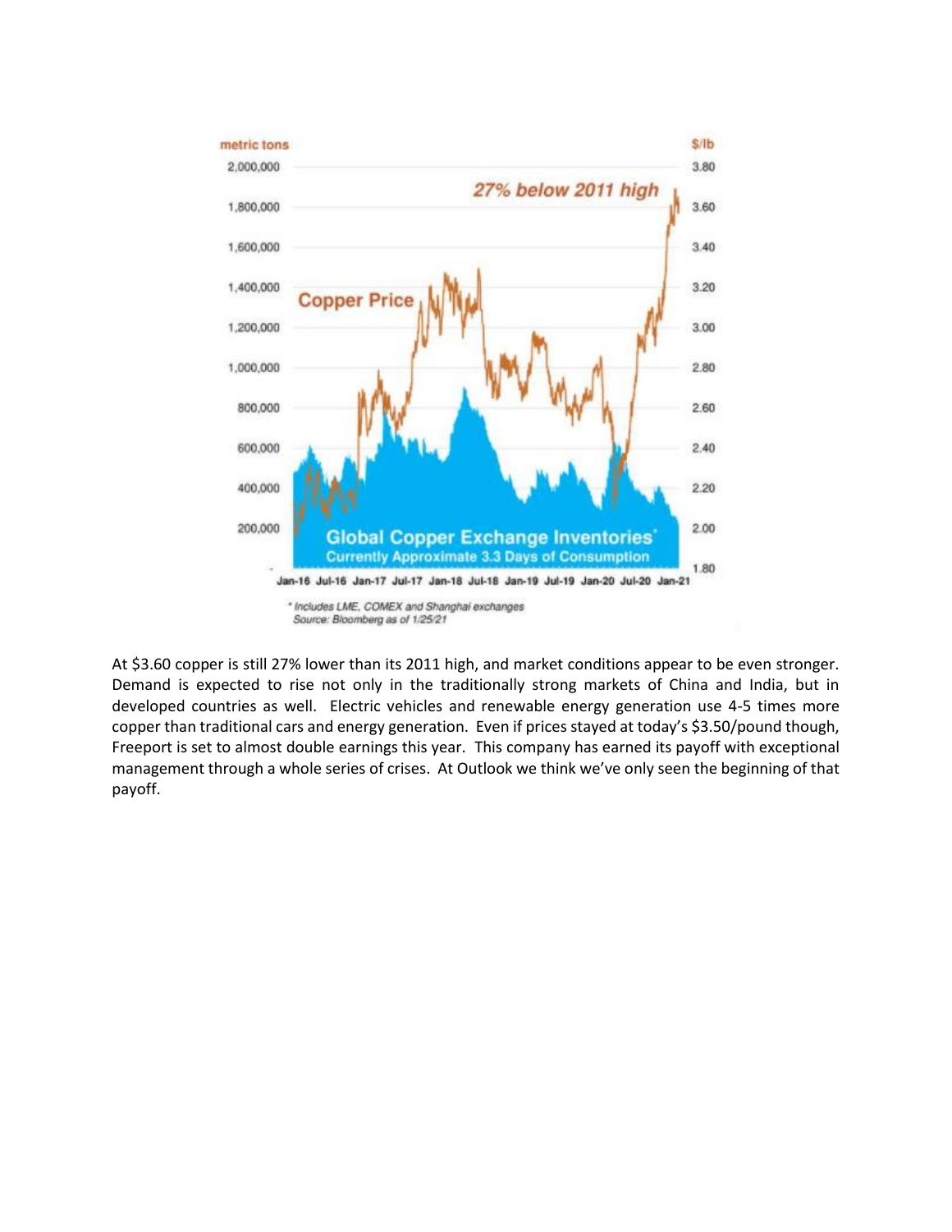metric tons

$/lb

2,000,000

1,800,000

1,600,000

1,400,000

1,200,000

1,000,000

800,000

600,000

400,000

200,000

-

3.80

3.60

3.40

3.20

3.00

2.80

2.60

2.40

2.20

2.00

1.80

27% below 2011 high

Copper Price

Global Copper Exchange Inventories*

Currently Approximate 3.3 Days of Consumption

Jan-16 Jul-16 Jan-17 Jul-17 Jan-18 Jul-18 Jan-19 Jul-19 Jan-20 Jul-20 Jan-21

\* Includes LME, COMEX and Shanghai exchanges
Source: Bloomberg as of 1/25/21

At $3.60 copper is still 27% lower than its 2011 high, and market conditions appear to be even stronger. Demand is expected to rise not only in the traditionally strong markets of China and India, but in developed countries as well. Electric vehicles and renewable energy generation use 4-5 times more copper than traditional cars and energy generation. Even if prices stayed at today's $3.50/pound though, Freeport is set to almost double earnings this year. This company has earned its payoff with exceptional management through a whole series of crises. At Outlook we think we've only seen the beginning of that payoff.